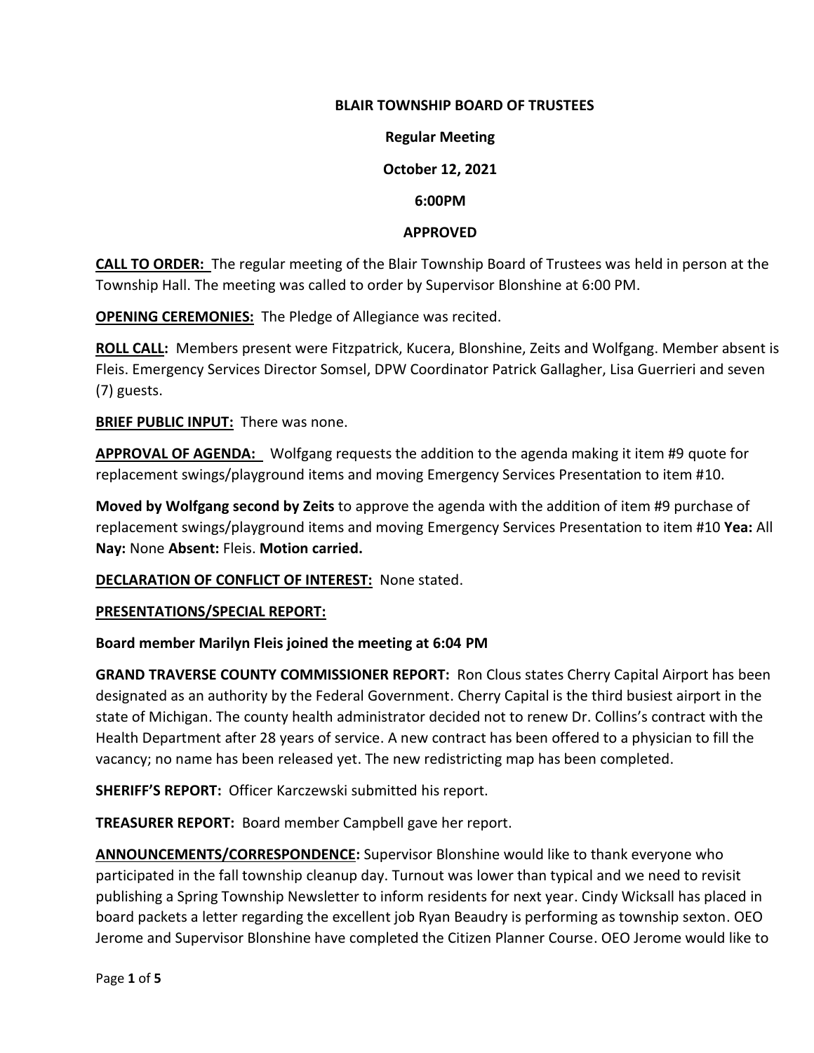**BLAIR TOWNSHIP BOARD OF TRUSTEES**

**Regular Meeting**

**October 12, 2021**

**6:00PM**

**APPROVED**

**CALL TO ORDER:** The regular meeting of the Blair Township Board of Trustees was held in person at the Township Hall. The meeting was called to order by Supervisor Blonshine at 6:00 PM.

**OPENING CEREMONIES:** The Pledge of Allegiance was recited.

**ROLL CALL:** Members present were Fitzpatrick, Kucera, Blonshine, Zeits and Wolfgang. Member absent is Fleis. Emergency Services Director Somsel, DPW Coordinator Patrick Gallagher, Lisa Guerrieri and seven (7) guests.

**BRIEF PUBLIC INPUT:** There was none.

**APPROVAL OF AGENDA:** Wolfgang requests the addition to the agenda making it item #9 quote for replacement swings/playground items and moving Emergency Services Presentation to item #10.

**Moved by Wolfgang second by Zeits** to approve the agenda with the addition of item #9 purchase of replacement swings/playground items and moving Emergency Services Presentation to item #10 **Yea:** All **Nay:** None **Absent:** Fleis. **Motion carried.**

**DECLARATION OF CONFLICT OF INTEREST:** None stated.

**PRESENTATIONS/SPECIAL REPORT:**

**Board member Marilyn Fleis joined the meeting at 6:04 PM**

**GRAND TRAVERSE COUNTY COMMISSIONER REPORT:** Ron Clous states Cherry Capital Airport has been designated as an authority by the Federal Government. Cherry Capital is the third busiest airport in the state of Michigan. The county health administrator decided not to renew Dr. Collins's contract with the Health Department after 28 years of service. A new contract has been offered to a physician to fill the vacancy; no name has been released yet. The new redistricting map has been completed.

**SHERIFF'S REPORT:** Officer Karczewski submitted his report.

**TREASURER REPORT:** Board member Campbell gave her report.

**ANNOUNCEMENTS/CORRESPONDENCE:** Supervisor Blonshine would like to thank everyone who participated in the fall township cleanup day. Turnout was lower than typical and we need to revisit publishing a Spring Township Newsletter to inform residents for next year. Cindy Wicksall has placed in board packets a letter regarding the excellent job Ryan Beaudry is performing as township sexton. OEO Jerome and Supervisor Blonshine have completed the Citizen Planner Course. OEO Jerome would like to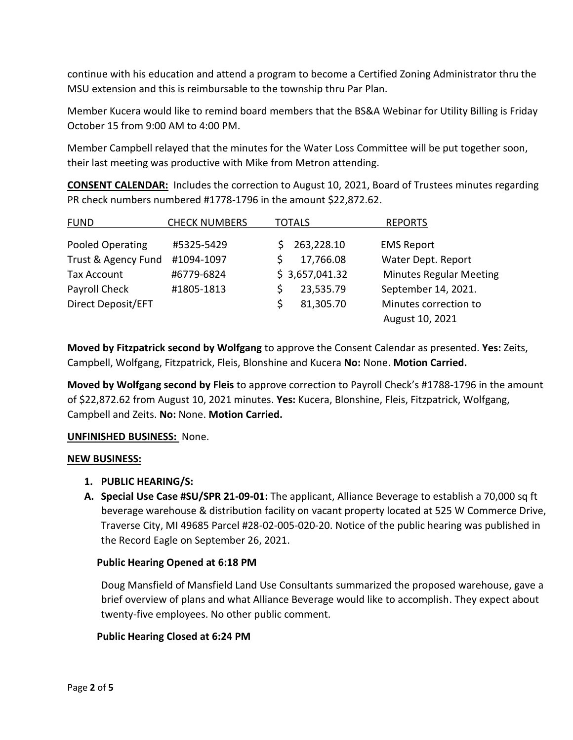continue with his education and attend a program to become a Certified Zoning Administrator thru the MSU extension and this is reimbursable to the township thru Par Plan.

Member Kucera would like to remind board members that the BS&A Webinar for Utility Billing is Friday October 15 from 9:00 AM to 4:00 PM.

Member Campbell relayed that the minutes for the Water Loss Committee will be put together soon, their last meeting was productive with Mike from Metron attending.

**CONSENT CALENDAR:** Includes the correction to August 10, 2021, Board of Trustees minutes regarding PR check numbers numbered #1778-1796 in the amount $22,872.62.

| FUND | CHECK NUMBERS | TOTALS | REPORTS |
|---|---|---|---|
| Pooled Operating | #5325-5429 | $ 263,228.10 | EMS Report |
| Trust & Agency Fund | #1094-1097 | $ 17,766.08 | Water Dept. Report |
| Tax Account | #6779-6824 | $ 3,657,041.32 | Minutes Regular Meeting |
| Payroll Check | #1805-1813 | $ 23,535.79 | September 14, 2021. |
| Direct Deposit/EFT | | $ 81,305.70 | Minutes correction to August 10, 2021 |

**Moved by Fitzpatrick second by Wolfgang** to approve the Consent Calendar as presented. **Yes:** Zeits, Campbell, Wolfgang, Fitzpatrick, Fleis, Blonshine and Kucera **No:** None. **Motion Carried.**

**Moved by Wolfgang second by Fleis** to approve correction to Payroll Check's #1788-1796 in the amount of $22,872.62 from August 10, 2021 minutes. **Yes:** Kucera, Blonshine, Fleis, Fitzpatrick, Wolfgang, Campbell and Zeits. **No:** None. **Motion Carried.**

**UNFINISHED BUSINESS:** None.

**NEW BUSINESS:**

1. **PUBLIC HEARING/S:**

**A. Special Use Case #SU/SPR 21-09-01:** The applicant, Alliance Beverage to establish a 70,000 sq ft beverage warehouse & distribution facility on vacant property located at 525 W Commerce Drive, Traverse City, MI 49685 Parcel #28-02-005-020-20. Notice of the public hearing was published in the Record Eagle on September 26, 2021.

**Public Hearing Opened at 6:18 PM**

Doug Mansfield of Mansfield Land Use Consultants summarized the proposed warehouse, gave a brief overview of plans and what Alliance Beverage would like to accomplish. They expect about twenty-five employees. No other public comment.

**Public Hearing Closed at 6:24 PM**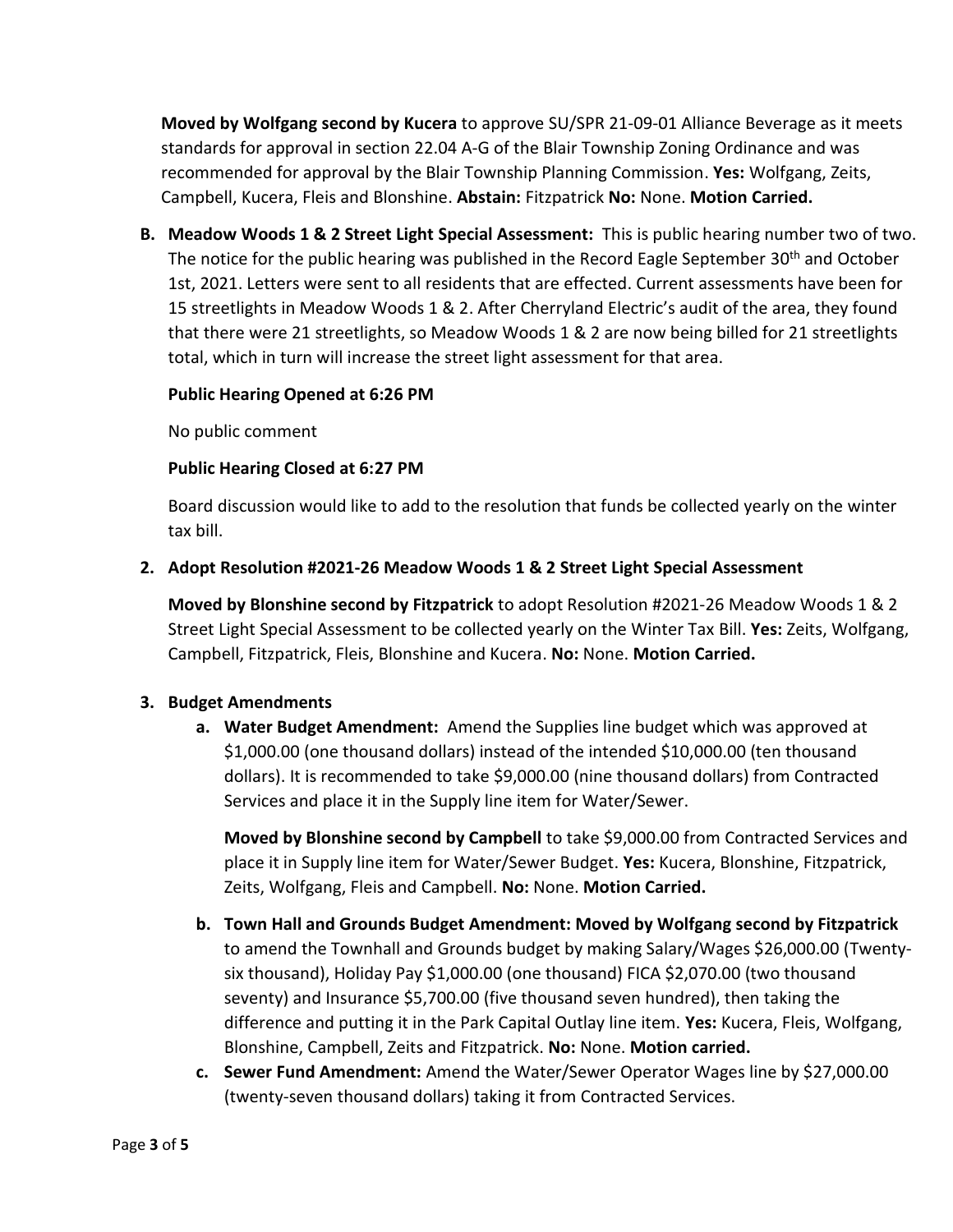**Moved by Wolfgang second by Kucera** to approve SU/SPR 21-09-01 Alliance Beverage as it meets standards for approval in section 22.04 A-G of the Blair Township Zoning Ordinance and was recommended for approval by the Blair Township Planning Commission. **Yes:** Wolfgang, Zeits, Campbell, Kucera, Fleis and Blonshine. **Abstain:** Fitzpatrick **No:** None. **Motion Carried.**

**B. Meadow Woods 1 & 2 Street Light Special Assessment:** This is public hearing number two of two. The notice for the public hearing was published in the Record Eagle September 30th and October 1st, 2021. Letters were sent to all residents that are effected. Current assessments have been for 15 streetlights in Meadow Woods 1 & 2. After Cherryland Electric's audit of the area, they found that there were 21 streetlights, so Meadow Woods 1 & 2 are now being billed for 21 streetlights total, which in turn will increase the street light assessment for that area.

**Public Hearing Opened at 6:26 PM**

No public comment

**Public Hearing Closed at 6:27 PM**

Board discussion would like to add to the resolution that funds be collected yearly on the winter tax bill.

**2. Adopt Resolution #2021-26 Meadow Woods 1 & 2 Street Light Special Assessment**

**Moved by Blonshine second by Fitzpatrick** to adopt Resolution #2021-26 Meadow Woods 1 & 2 Street Light Special Assessment to be collected yearly on the Winter Tax Bill. **Yes:** Zeits, Wolfgang, Campbell, Fitzpatrick, Fleis, Blonshine and Kucera. **No:** None. **Motion Carried.**

**3. Budget Amendments**

**a. Water Budget Amendment:** Amend the Supplies line budget which was approved at $1,000.00 (one thousand dollars) instead of the intended $10,000.00 (ten thousand dollars). It is recommended to take $9,000.00 (nine thousand dollars) from Contracted Services and place it in the Supply line item for Water/Sewer.

**Moved by Blonshine second by Campbell** to take $9,000.00 from Contracted Services and place it in Supply line item for Water/Sewer Budget. **Yes:** Kucera, Blonshine, Fitzpatrick, Zeits, Wolfgang, Fleis and Campbell. **No:** None. **Motion Carried.**

**b. Town Hall and Grounds Budget Amendment: Moved by Wolfgang second by Fitzpatrick** to amend the Townhall and Grounds budget by making Salary/Wages $26,000.00 (Twenty-six thousand), Holiday Pay $1,000.00 (one thousand) FICA $2,070.00 (two thousand seventy) and Insurance $5,700.00 (five thousand seven hundred), then taking the difference and putting it in the Park Capital Outlay line item. **Yes:** Kucera, Fleis, Wolfgang, Blonshine, Campbell, Zeits and Fitzpatrick. **No:** None. **Motion carried.**

**c. Sewer Fund Amendment:** Amend the Water/Sewer Operator Wages line by $27,000.00 (twenty-seven thousand dollars) taking it from Contracted Services.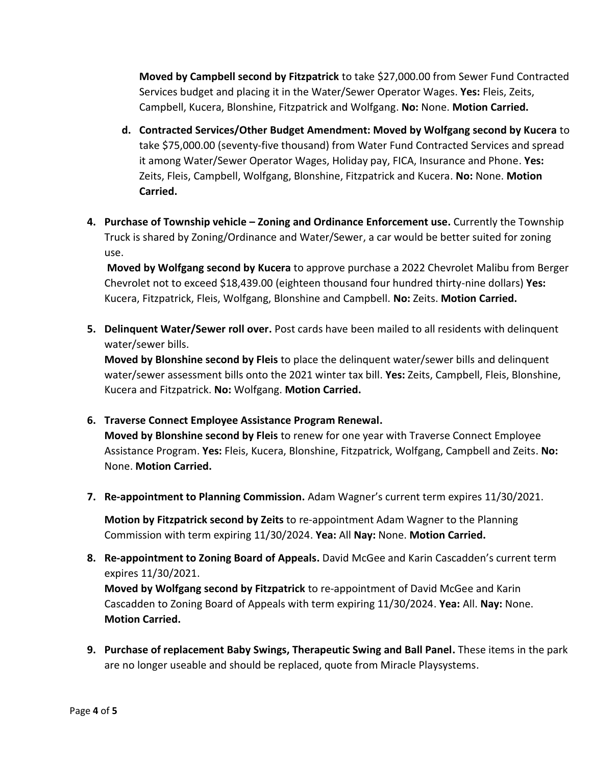**Moved by Campbell second by Fitzpatrick** to take $27,000.00 from Sewer Fund Contracted Services budget and placing it in the Water/Sewer Operator Wages. **Yes:** Fleis, Zeits, Campbell, Kucera, Blonshine, Fitzpatrick and Wolfgang. **No:** None. **Motion Carried.**

d. **Contracted Services/Other Budget Amendment: Moved by Wolfgang second by Kucera** to take $75,000.00 (seventy-five thousand) from Water Fund Contracted Services and spread it among Water/Sewer Operator Wages, Holiday pay, FICA, Insurance and Phone. **Yes:** Zeits, Fleis, Campbell, Wolfgang, Blonshine, Fitzpatrick and Kucera. **No:** None. **Motion Carried.**

4. **Purchase of Township vehicle – Zoning and Ordinance Enforcement use.** Currently the Township Truck is shared by Zoning/Ordinance and Water/Sewer, a car would be better suited for zoning use.

   **Moved by Wolfgang second by Kucera** to approve purchase a 2022 Chevrolet Malibu from Berger Chevrolet not to exceed $18,439.00 (eighteen thousand four hundred thirty-nine dollars) **Yes:** Kucera, Fitzpatrick, Fleis, Wolfgang, Blonshine and Campbell. **No:** Zeits. **Motion Carried.**

5. **Delinquent Water/Sewer roll over.** Post cards have been mailed to all residents with delinquent water/sewer bills.

   **Moved by Blonshine second by Fleis** to place the delinquent water/sewer bills and delinquent water/sewer assessment bills onto the 2021 winter tax bill. **Yes:** Zeits, Campbell, Fleis, Blonshine, Kucera and Fitzpatrick. **No:** Wolfgang. **Motion Carried.**

6. **Traverse Connect Employee Assistance Program Renewal.**

   **Moved by Blonshine second by Fleis** to renew for one year with Traverse Connect Employee Assistance Program. **Yes:** Fleis, Kucera, Blonshine, Fitzpatrick, Wolfgang, Campbell and Zeits. **No:** None. **Motion Carried.**

7. **Re-appointment to Planning Commission.** Adam Wagner's current term expires 11/30/2021.

   **Motion by Fitzpatrick second by Zeits** to re-appointment Adam Wagner to the Planning Commission with term expiring 11/30/2024. **Yea:** All **Nay:** None. **Motion Carried.**

8. **Re-appointment to Zoning Board of Appeals.** David McGee and Karin Cascadden's current term expires 11/30/2021.

   **Moved by Wolfgang second by Fitzpatrick** to re-appointment of David McGee and Karin Cascadden to Zoning Board of Appeals with term expiring 11/30/2024. **Yea:** All. **Nay:** None. **Motion Carried.**

9. **Purchase of replacement Baby Swings, Therapeutic Swing and Ball Panel.** These items in the park are no longer useable and should be replaced, quote from Miracle Playsystems.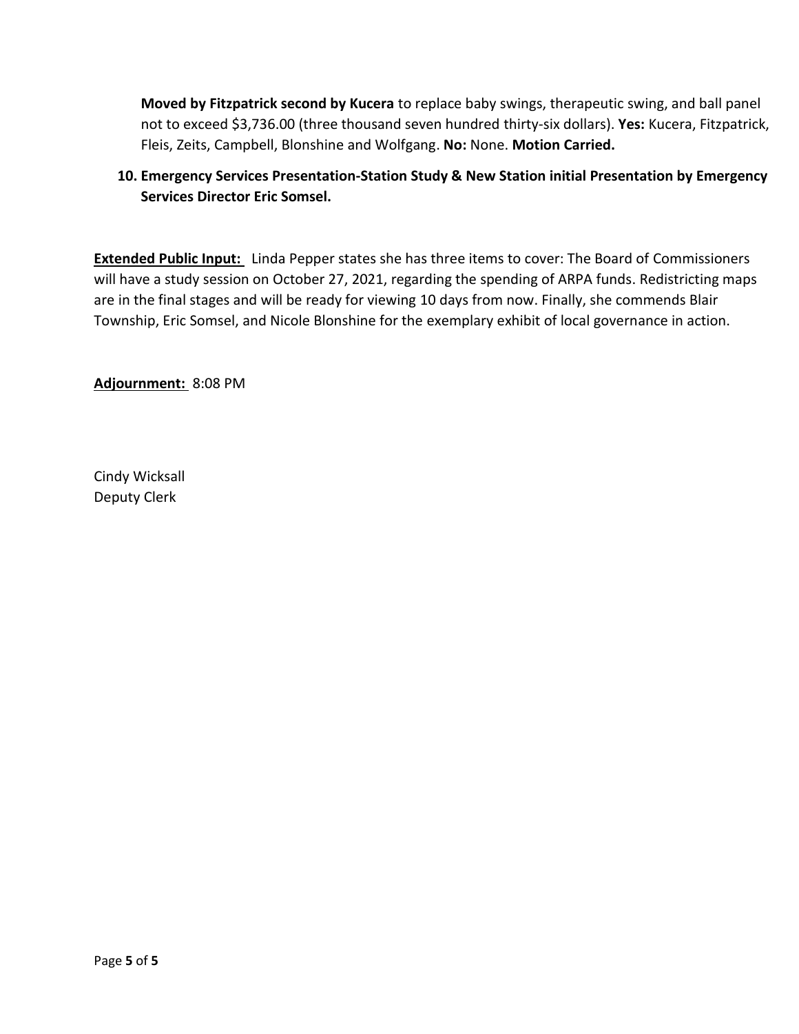**Moved by Fitzpatrick second by Kucera** to replace baby swings, therapeutic swing, and ball panel not to exceed $3,736.00 (three thousand seven hundred thirty-six dollars). **Yes:** Kucera, Fitzpatrick, Fleis, Zeits, Campbell, Blonshine and Wolfgang. **No:** None. **Motion Carried.**

**10. Emergency Services Presentation-Station Study & New Station initial Presentation by Emergency Services Director Eric Somsel.**

**Extended Public Input:** Linda Pepper states she has three items to cover: The Board of Commissioners will have a study session on October 27, 2021, regarding the spending of ARPA funds. Redistricting maps are in the final stages and will be ready for viewing 10 days from now. Finally, she commends Blair Township, Eric Somsel, and Nicole Blonshine for the exemplary exhibit of local governance in action.

**Adjournment:** 8:08 PM

Cindy Wicksall
Deputy Clerk